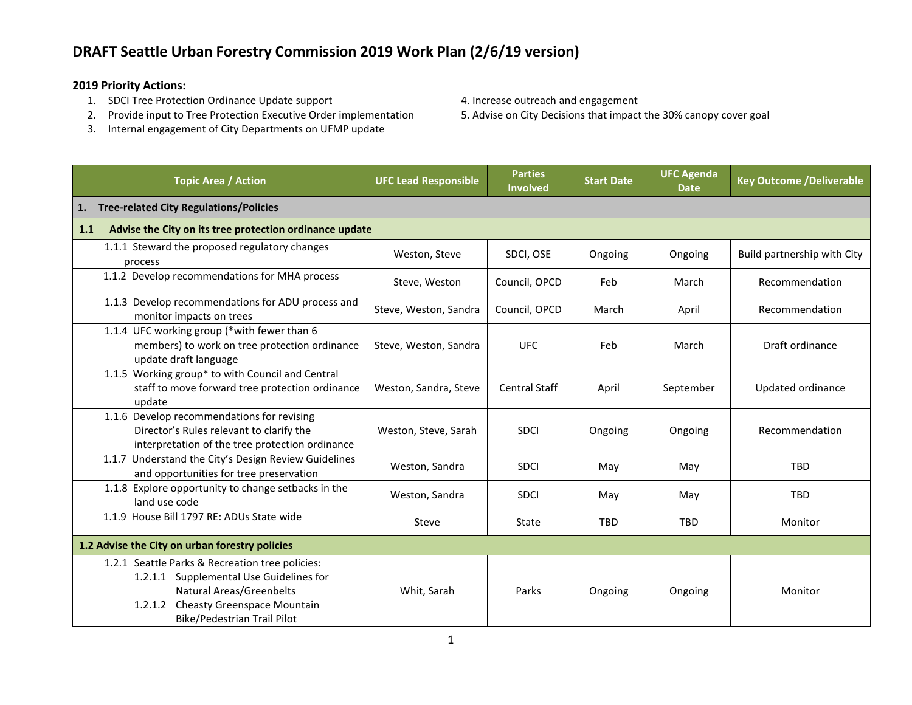# DRAFT Seattle Urban Forestry Commission 2019 Work Plan (2/6/19 version)

**2019 Priority Actions:**

1. SDCI Tree Protection Ordinance Update support
2. Provide input to Tree Protection Executive Order implementation
3. Internal engagement of City Departments on UFMP update
4. Increase outreach and engagement
5. Advise on City Decisions that impact the 30% canopy cover goal

| Topic Area / Action | UFC Lead Responsible | Parties Involved | Start Date | UFC Agenda Date | Key Outcome /Deliverable |
|---|---|---|---|---|---|
| **1. Tree-related City Regulations/Policies** | | | | | |
| **1.1 Advise the City on its tree protection ordinance update** | | | | | |
| 1.1.1 Steward the proposed regulatory changes process | Weston, Steve | SDCI, OSE | Ongoing | Ongoing | Build partnership with City |
| 1.1.2 Develop recommendations for MHA process | Steve, Weston | Council, OPCD | Feb | March | Recommendation |
| 1.1.3 Develop recommendations for ADU process and monitor impacts on trees | Steve, Weston, Sandra | Council, OPCD | March | April | Recommendation |
| 1.1.4 UFC working group (*with fewer than 6 members) to work on tree protection ordinance update draft language | Steve, Weston, Sandra | UFC | Feb | March | Draft ordinance |
| 1.1.5 Working group* to with Council and Central staff to move forward tree protection ordinance update | Weston, Sandra, Steve | Central Staff | April | September | Updated ordinance |
| 1.1.6 Develop recommendations for revising Director's Rules relevant to clarify the interpretation of the tree protection ordinance | Weston, Steve, Sarah | SDCI | Ongoing | Ongoing | Recommendation |
| 1.1.7 Understand the City's Design Review Guidelines and opportunities for tree preservation | Weston, Sandra | SDCI | May | May | TBD |
| 1.1.8 Explore opportunity to change setbacks in the land use code | Weston, Sandra | SDCI | May | May | TBD |
| 1.1.9 House Bill 1797 RE: ADUs State wide | Steve | State | TBD | TBD | Monitor |
| **1.2 Advise the City on urban forestry policies** | | | | | |
| 1.2.1 Seattle Parks & Recreation tree policies: 1.2.1.1 Supplemental Use Guidelines for Natural Areas/Greenbelts 1.2.1.2 Cheasty Greenspace Mountain Bike/Pedestrian Trail Pilot | Whit, Sarah | Parks | Ongoing | Ongoing | Monitor |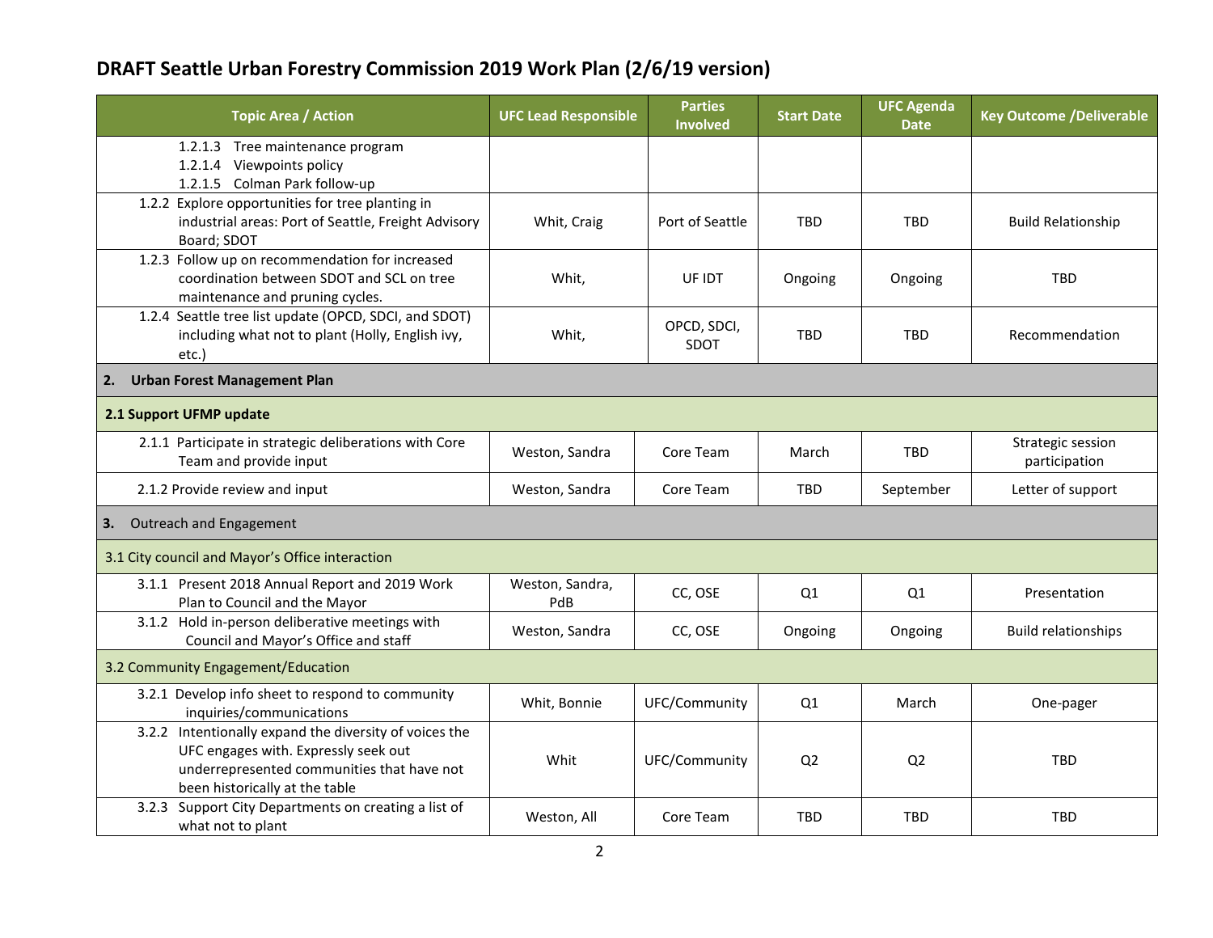# DRAFT Seattle Urban Forestry Commission 2019 Work Plan (2/6/19 version)

| Topic Area / Action | UFC Lead Responsible | Parties Involved | Start Date | UFC Agenda Date | Key Outcome /Deliverable |
|---|---|---|---|---|---|
| 1.2.1.3 Tree maintenance program<br>1.2.1.4 Viewpoints policy<br>1.2.1.5 Colman Park follow-up | | | | | |
| 1.2.2 Explore opportunities for tree planting in industrial areas: Port of Seattle, Freight Advisory Board; SDOT | Whit, Craig | Port of Seattle | TBD | TBD | Build Relationship |
| 1.2.3 Follow up on recommendation for increased coordination between SDOT and SCL on tree maintenance and pruning cycles. | Whit, | UF IDT | Ongoing | Ongoing | TBD |
| 1.2.4 Seattle tree list update (OPCD, SDCI, and SDOT) including what not to plant (Holly, English ivy, etc.) | Whit, | OPCD, SDCI, SDOT | TBD | TBD | Recommendation |
| **2. Urban Forest Management Plan** | | | | | |
| **2.1 Support UFMP update** | | | | | |
| 2.1.1 Participate in strategic deliberations with Core Team and provide input | Weston, Sandra | Core Team | March | TBD | Strategic session participation |
| 2.1.2 Provide review and input | Weston, Sandra | Core Team | TBD | September | Letter of support |
| **3.** Outreach and Engagement | | | | | |
| 3.1 City council and Mayor's Office interaction | | | | | |
| 3.1.1 Present 2018 Annual Report and 2019 Work Plan to Council and the Mayor | Weston, Sandra, PdB | CC, OSE | Q1 | Q1 | Presentation |
| 3.1.2 Hold in-person deliberative meetings with Council and Mayor's Office and staff | Weston, Sandra | CC, OSE | Ongoing | Ongoing | Build relationships |
| 3.2 Community Engagement/Education | | | | | |
| 3.2.1 Develop info sheet to respond to community inquiries/communications | Whit, Bonnie | UFC/Community | Q1 | March | One-pager |
| 3.2.2 Intentionally expand the diversity of voices the UFC engages with. Expressly seek out underrepresented communities that have not been historically at the table | Whit | UFC/Community | Q2 | Q2 | TBD |
| 3.2.3 Support City Departments on creating a list of what not to plant | Weston, All | Core Team | TBD | TBD | TBD |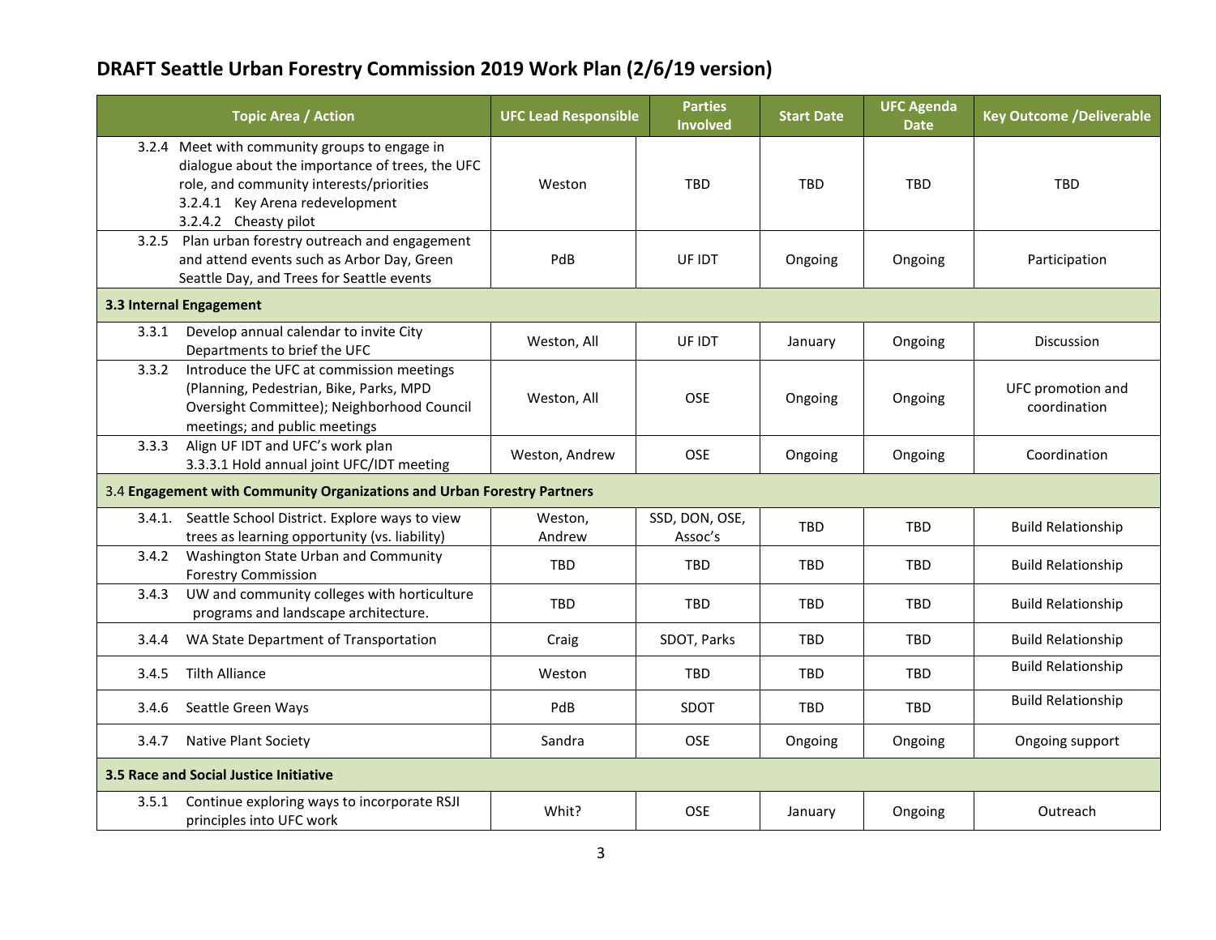# DRAFT Seattle Urban Forestry Commission 2019 Work Plan (2/6/19 version)

| Topic Area / Action | UFC Lead Responsible | Parties Involved | Start Date | UFC Agenda Date | Key Outcome /Deliverable |
|---|---|---|---|---|---|
| 3.2.4 Meet with community groups to engage in dialogue about the importance of trees, the UFC role, and community interests/priorities<br>3.2.4.1 Key Arena redevelopment<br>3.2.4.2 Cheasty pilot | Weston | TBD | TBD | TBD | TBD |
| 3.2.5 Plan urban forestry outreach and engagement and attend events such as Arbor Day, Green Seattle Day, and Trees for Seattle events | PdB | UF IDT | Ongoing | Ongoing | Participation |
| **3.3 Internal Engagement** | | | | | |
| 3.3.1 Develop annual calendar to invite City Departments to brief the UFC | Weston, All | UF IDT | January | Ongoing | Discussion |
| 3.3.2 Introduce the UFC at commission meetings (Planning, Pedestrian, Bike, Parks, MPD Oversight Committee); Neighborhood Council meetings; and public meetings | Weston, All | OSE | Ongoing | Ongoing | UFC promotion and coordination |
| 3.3.3 Align UF IDT and UFC's work plan<br>3.3.3.1 Hold annual joint UFC/IDT meeting | Weston, Andrew | OSE | Ongoing | Ongoing | Coordination |
| 3.4 **Engagement with Community Organizations and Urban Forestry Partners** | | | | | |
| 3.4.1. Seattle School District. Explore ways to view trees as learning opportunity (vs. liability) | Weston, Andrew | SSD, DON, OSE, Assoc's | TBD | TBD | Build Relationship |
| 3.4.2 Washington State Urban and Community Forestry Commission | TBD | TBD | TBD | TBD | Build Relationship |
| 3.4.3 UW and community colleges with horticulture programs and landscape architecture. | TBD | TBD | TBD | TBD | Build Relationship |
| 3.4.4 WA State Department of Transportation | Craig | SDOT, Parks | TBD | TBD | Build Relationship |
| 3.4.5 Tilth Alliance | Weston | TBD | TBD | TBD | Build Relationship |
| 3.4.6 Seattle Green Ways | PdB | SDOT | TBD | TBD | Build Relationship |
| 3.4.7 Native Plant Society | Sandra | OSE | Ongoing | Ongoing | Ongoing support |
| **3.5 Race and Social Justice Initiative** | | | | | |
| 3.5.1 Continue exploring ways to incorporate RSJI principles into UFC work | Whit? | OSE | January | Ongoing | Outreach |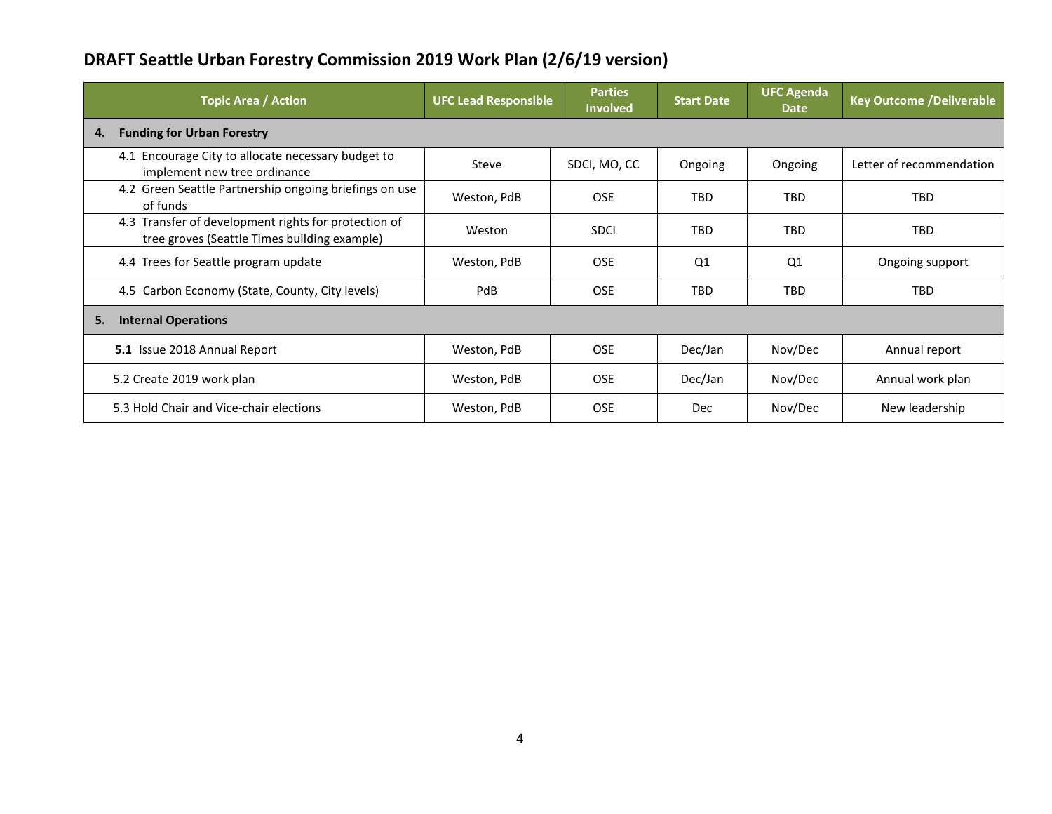# DRAFT Seattle Urban Forestry Commission 2019 Work Plan (2/6/19 version)

| Topic Area / Action | UFC Lead Responsible | Parties Involved | Start Date | UFC Agenda Date | Key Outcome /Deliverable |
| --- | --- | --- | --- | --- | --- |
| **4. Funding for Urban Forestry** | | | | | |
| 4.1 Encourage City to allocate necessary budget to implement new tree ordinance | Steve | SDCI, MO, CC | Ongoing | Ongoing | Letter of recommendation |
| 4.2 Green Seattle Partnership ongoing briefings on use of funds | Weston, PdB | OSE | TBD | TBD | TBD |
| 4.3 Transfer of development rights for protection of tree groves (Seattle Times building example) | Weston | SDCI | TBD | TBD | TBD |
| 4.4 Trees for Seattle program update | Weston, PdB | OSE | Q1 | Q1 | Ongoing support |
| 4.5 Carbon Economy (State, County, City levels) | PdB | OSE | TBD | TBD | TBD |
| **5. Internal Operations** | | | | | |
| **5.1** Issue 2018 Annual Report | Weston, PdB | OSE | Dec/Jan | Nov/Dec | Annual report |
| 5.2 Create 2019 work plan | Weston, PdB | OSE | Dec/Jan | Nov/Dec | Annual work plan |
| 5.3 Hold Chair and Vice-chair elections | Weston, PdB | OSE | Dec | Nov/Dec | New leadership |